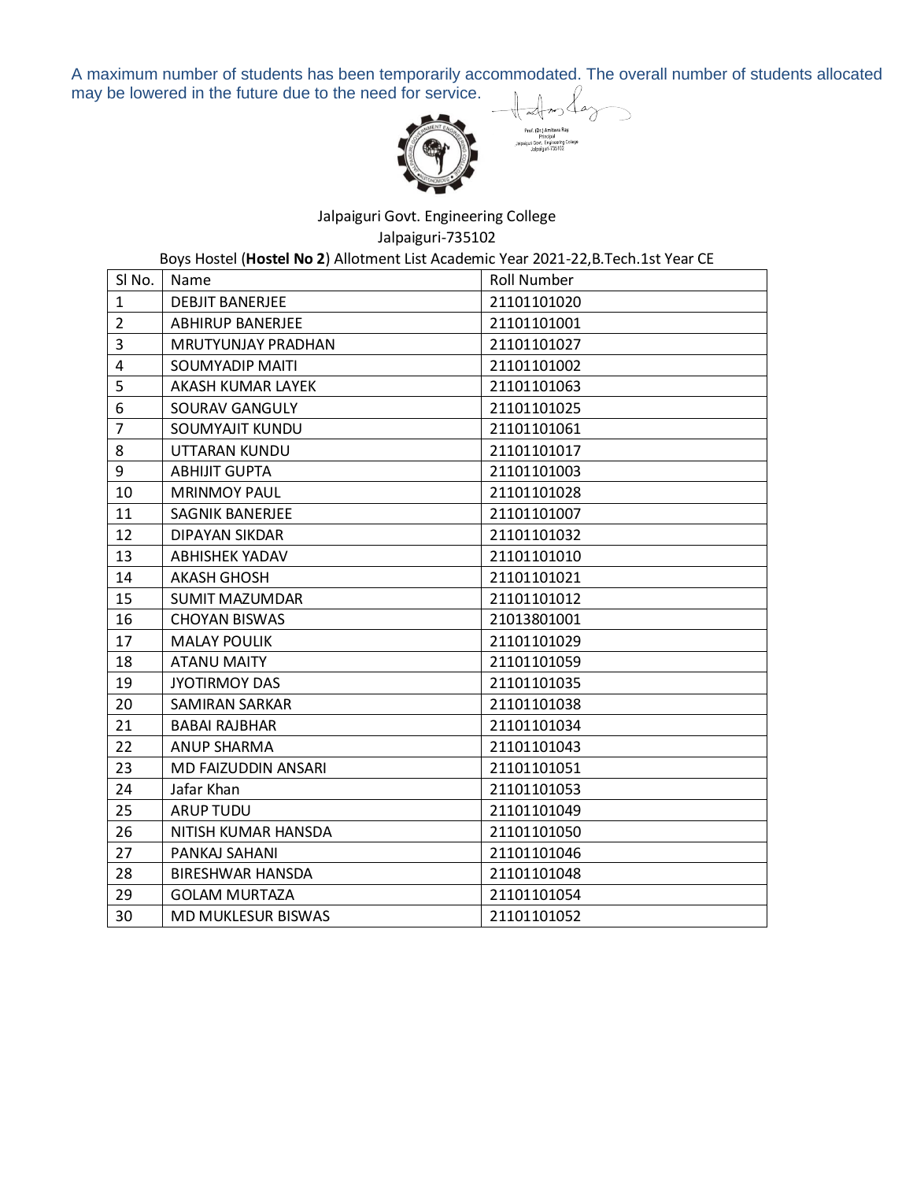A maximum number of students has been temporarily accommodated. The overall number of students allocated may be lowered in the future due to the need for service.

Prof. (Dr.) Amitava Ray
Principal
Jalpaiguri Govt. Engineering College
Jalpaiguri-735102

Jalpaiguri Govt. Engineering College

Jalpaiguri-735102

Boys Hostel (**Hostel No 2**) Allotment List Academic Year 2021-22,B.Tech.1st Year CE

| Sl No. | Name | Roll Number |
|---|---|---|
| 1 | DEBJIT BANERJEE | 21101101020 |
| 2 | ABHIRUP BANERJEE | 21101101001 |
| 3 | MRUTYUNJAY PRADHAN | 21101101027 |
| 4 | SOUMYADIP MAITI | 21101101002 |
| 5 | AKASH KUMAR LAYEK | 21101101063 |
| 6 | SOURAV GANGULY | 21101101025 |
| 7 | SOUMYAJIT KUNDU | 21101101061 |
| 8 | UTTARAN KUNDU | 21101101017 |
| 9 | ABHIJIT GUPTA | 21101101003 |
| 10 | MRINMOY PAUL | 21101101028 |
| 11 | SAGNIK BANERJEE | 21101101007 |
| 12 | DIPAYAN SIKDAR | 21101101032 |
| 13 | ABHISHEK YADAV | 21101101010 |
| 14 | AKASH GHOSH | 21101101021 |
| 15 | SUMIT MAZUMDAR | 21101101012 |
| 16 | CHOYAN BISWAS | 21013801001 |
| 17 | MALAY POULIK | 21101101029 |
| 18 | ATANU MAITY | 21101101059 |
| 19 | JYOTIRMOY DAS | 21101101035 |
| 20 | SAMIRAN SARKAR | 21101101038 |
| 21 | BABAI RAJBHAR | 21101101034 |
| 22 | ANUP SHARMA | 21101101043 |
| 23 | MD FAIZUDDIN ANSARI | 21101101051 |
| 24 | Jafar Khan | 21101101053 |
| 25 | ARUP TUDU | 21101101049 |
| 26 | NITISH KUMAR HANSDA | 21101101050 |
| 27 | PANKAJ SAHANI | 21101101046 |
| 28 | BIRESHWAR HANSDA | 21101101048 |
| 29 | GOLAM MURTAZA | 21101101054 |
| 30 | MD MUKLESUR BISWAS | 21101101052 |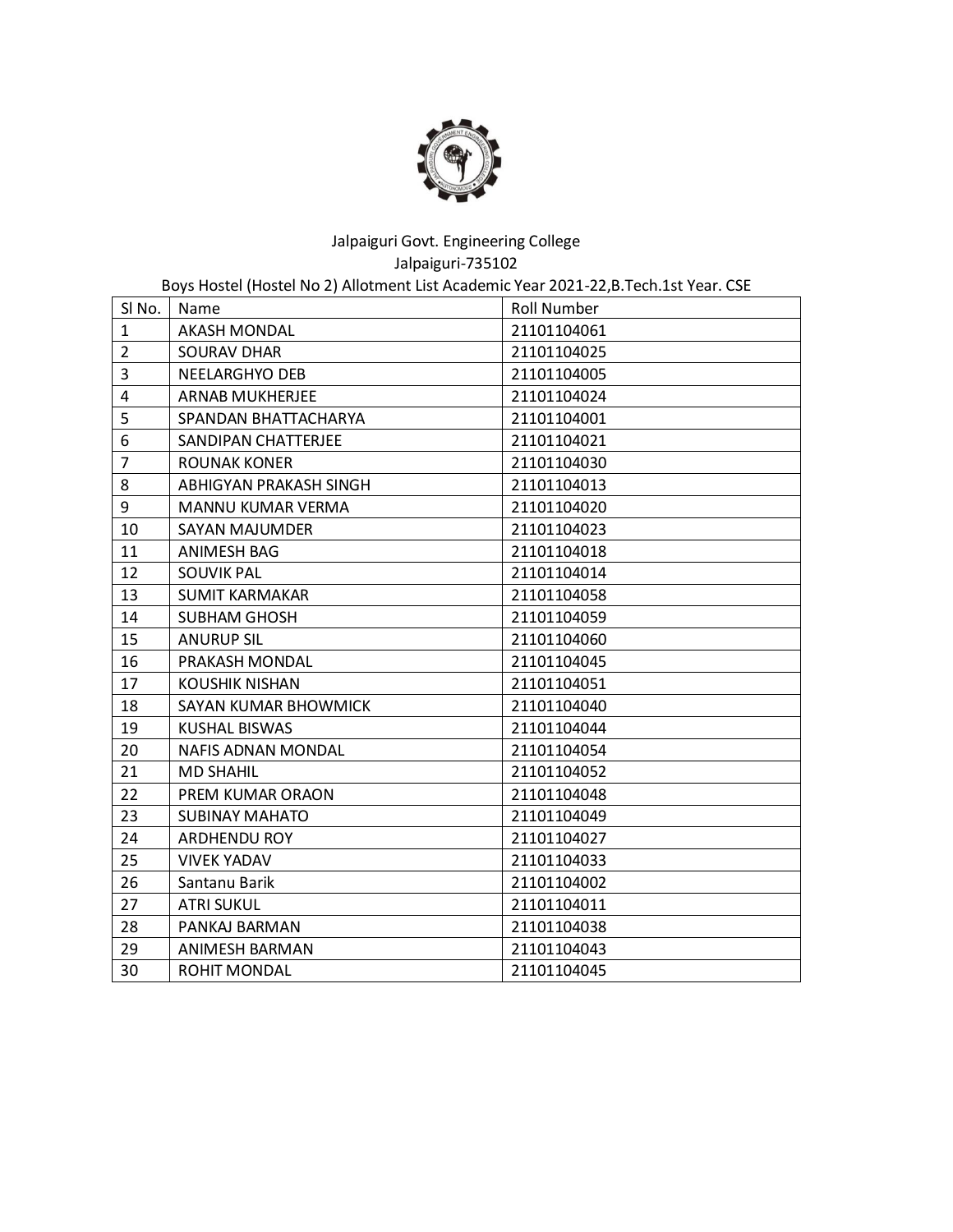Jalpaiguri Govt. Engineering College

Jalpaiguri-735102

Boys Hostel (Hostel No 2) Allotment List Academic Year 2021-22,B.Tech.1st Year. CSE

| Sl No. | Name | Roll Number |
|---|---|---|
| 1 | AKASH MONDAL | 21101104061 |
| 2 | SOURAV DHAR | 21101104025 |
| 3 | NEELARGHYO DEB | 21101104005 |
| 4 | ARNAB MUKHERJEE | 21101104024 |
| 5 | SPANDAN BHATTACHARYA | 21101104001 |
| 6 | SANDIPAN CHATTERJEE | 21101104021 |
| 7 | ROUNAK KONER | 21101104030 |
| 8 | ABHIGYAN PRAKASH SINGH | 21101104013 |
| 9 | MANNU KUMAR VERMA | 21101104020 |
| 10 | SAYAN MAJUMDER | 21101104023 |
| 11 | ANIMESH BAG | 21101104018 |
| 12 | SOUVIK PAL | 21101104014 |
| 13 | SUMIT KARMAKAR | 21101104058 |
| 14 | SUBHAM GHOSH | 21101104059 |
| 15 | ANURUP SIL | 21101104060 |
| 16 | PRAKASH MONDAL | 21101104045 |
| 17 | KOUSHIK NISHAN | 21101104051 |
| 18 | SAYAN KUMAR BHOWMICK | 21101104040 |
| 19 | KUSHAL BISWAS | 21101104044 |
| 20 | NAFIS ADNAN MONDAL | 21101104054 |
| 21 | MD SHAHIL | 21101104052 |
| 22 | PREM KUMAR ORAON | 21101104048 |
| 23 | SUBINAY MAHATO | 21101104049 |
| 24 | ARDHENDU ROY | 21101104027 |
| 25 | VIVEK YADAV | 21101104033 |
| 26 | Santanu Barik | 21101104002 |
| 27 | ATRI SUKUL | 21101104011 |
| 28 | PANKAJ BARMAN | 21101104038 |
| 29 | ANIMESH BARMAN | 21101104043 |
| 30 | ROHIT MONDAL | 21101104045 |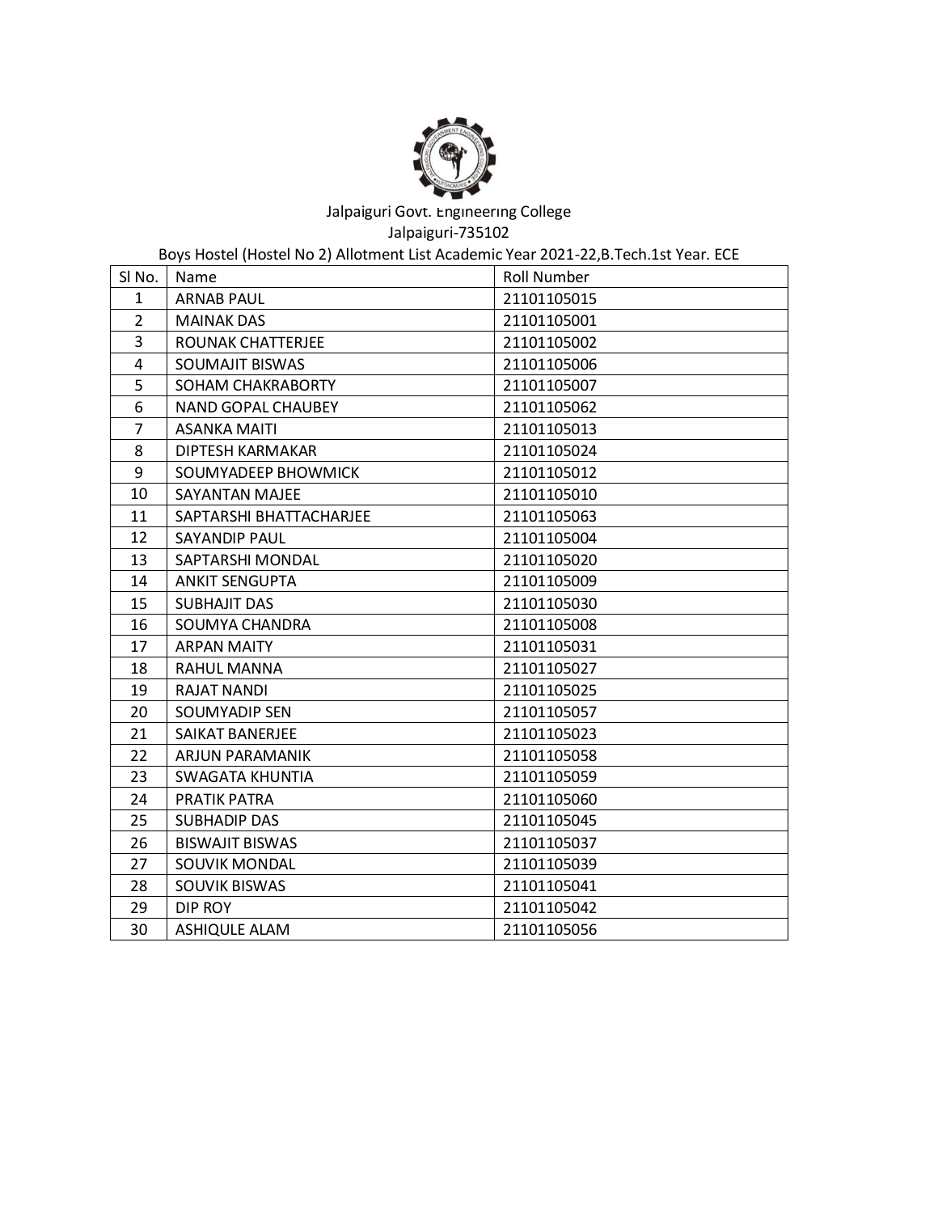Jalpaiguri Govt. Engineering College

Jalpaiguri-735102

Boys Hostel (Hostel No 2) Allotment List Academic Year 2021-22,B.Tech.1st Year. ECE

| Sl No. | Name | Roll Number |
|---|---|---|
| 1 | ARNAB PAUL | 21101105015 |
| 2 | MAINAK DAS | 21101105001 |
| 3 | ROUNAK CHATTERJEE | 21101105002 |
| 4 | SOUMAJIT BISWAS | 21101105006 |
| 5 | SOHAM CHAKRABORTY | 21101105007 |
| 6 | NAND GOPAL CHAUBEY | 21101105062 |
| 7 | ASANKA MAITI | 21101105013 |
| 8 | DIPTESH KARMAKAR | 21101105024 |
| 9 | SOUMYADEEP BHOWMICK | 21101105012 |
| 10 | SAYANTAN MAJEE | 21101105010 |
| 11 | SAPTARSHI BHATTACHARJEE | 21101105063 |
| 12 | SAYANDIP PAUL | 21101105004 |
| 13 | SAPTARSHI MONDAL | 21101105020 |
| 14 | ANKIT SENGUPTA | 21101105009 |
| 15 | SUBHAJIT DAS | 21101105030 |
| 16 | SOUMYA CHANDRA | 21101105008 |
| 17 | ARPAN MAITY | 21101105031 |
| 18 | RAHUL MANNA | 21101105027 |
| 19 | RAJAT NANDI | 21101105025 |
| 20 | SOUMYADIP SEN | 21101105057 |
| 21 | SAIKAT BANERJEE | 21101105023 |
| 22 | ARJUN PARAMANIK | 21101105058 |
| 23 | SWAGATA KHUNTIA | 21101105059 |
| 24 | PRATIK PATRA | 21101105060 |
| 25 | SUBHADIP DAS | 21101105045 |
| 26 | BISWAJIT BISWAS | 21101105037 |
| 27 | SOUVIK MONDAL | 21101105039 |
| 28 | SOUVIK BISWAS | 21101105041 |
| 29 | DIP ROY | 21101105042 |
| 30 | ASHIQULE ALAM | 21101105056 |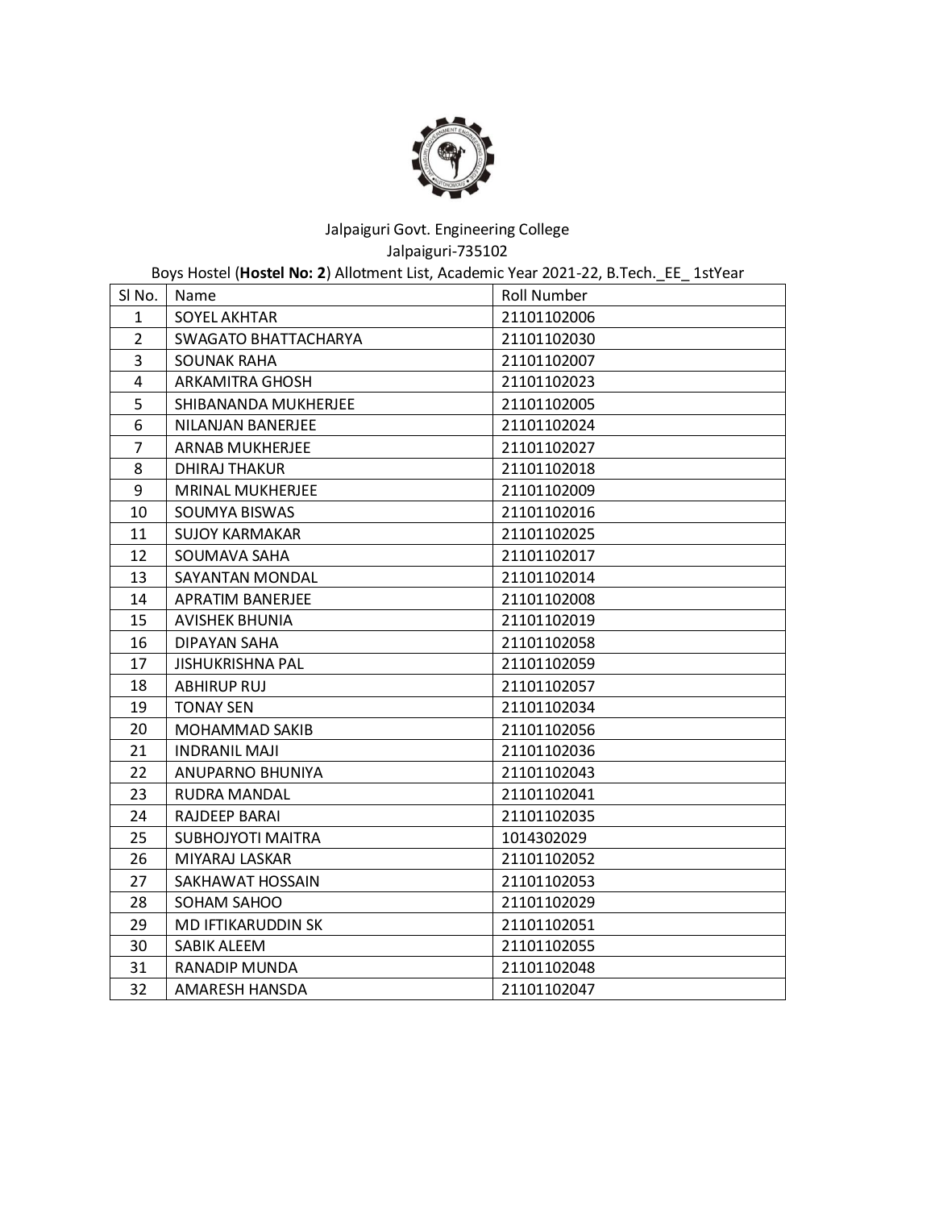Jalpaiguri Govt. Engineering College

Jalpaiguri-735102

Boys Hostel (**Hostel No: 2**) Allotment List, Academic Year 2021-22, B.Tech._EE_ 1stYear

| Sl No. | Name | Roll Number |
|---|---|---|
| 1 | SOYEL AKHTAR | 21101102006 |
| 2 | SWAGATO BHATTACHARYA | 21101102030 |
| 3 | SOUNAK RAHA | 21101102007 |
| 4 | ARKAMITRA GHOSH | 21101102023 |
| 5 | SHIBANANDA MUKHERJEE | 21101102005 |
| 6 | NILANJAN BANERJEE | 21101102024 |
| 7 | ARNAB MUKHERJEE | 21101102027 |
| 8 | DHIRAJ THAKUR | 21101102018 |
| 9 | MRINAL MUKHERJEE | 21101102009 |
| 10 | SOUMYA BISWAS | 21101102016 |
| 11 | SUJOY KARMAKAR | 21101102025 |
| 12 | SOUMAVA SAHA | 21101102017 |
| 13 | SAYANTAN MONDAL | 21101102014 |
| 14 | APRATIM BANERJEE | 21101102008 |
| 15 | AVISHEK BHUNIA | 21101102019 |
| 16 | DIPAYAN SAHA | 21101102058 |
| 17 | JISHUKRISHNA PAL | 21101102059 |
| 18 | ABHIRUP RUJ | 21101102057 |
| 19 | TONAY SEN | 21101102034 |
| 20 | MOHAMMAD SAKIB | 21101102056 |
| 21 | INDRANIL MAJI | 21101102036 |
| 22 | ANUPARNO BHUNIYA | 21101102043 |
| 23 | RUDRA MANDAL | 21101102041 |
| 24 | RAJDEEP BARAI | 21101102035 |
| 25 | SUBHOJYOTI MAITRA | 1014302029 |
| 26 | MIYARAJ LASKAR | 21101102052 |
| 27 | SAKHAWAT HOSSAIN | 21101102053 |
| 28 | SOHAM SAHOO | 21101102029 |
| 29 | MD IFTIKARUDDIN SK | 21101102051 |
| 30 | SABIK ALEEM | 21101102055 |
| 31 | RANADIP MUNDA | 21101102048 |
| 32 | AMARESH HANSDA | 21101102047 |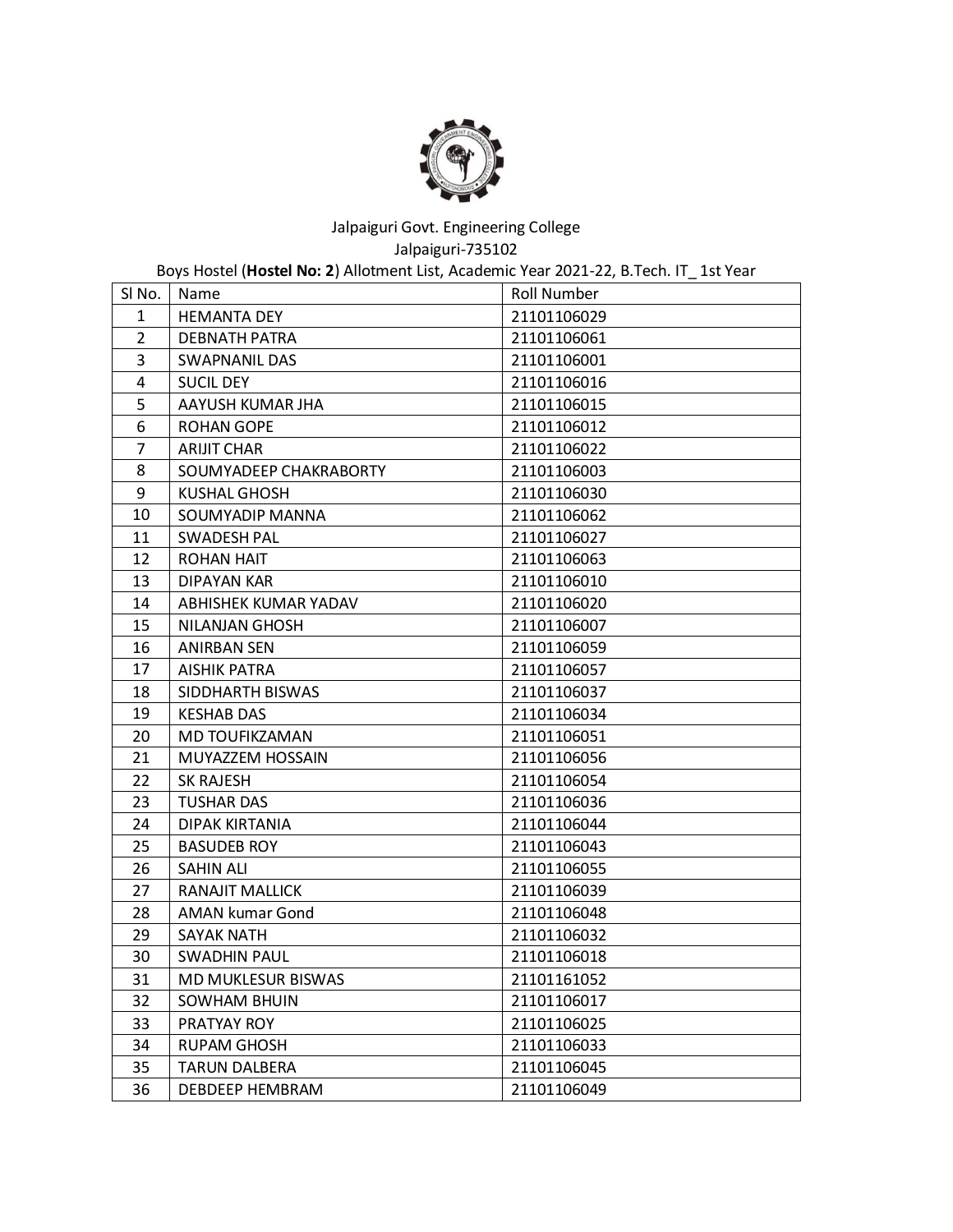Jalpaiguri Govt. Engineering College

Jalpaiguri-735102

Boys Hostel (**Hostel No: 2**) Allotment List, Academic Year 2021-22, B.Tech. IT_ 1st Year

| Sl No. | Name | Roll Number |
|---|---|---|
| 1 | HEMANTA DEY | 21101106029 |
| 2 | DEBNATH PATRA | 21101106061 |
| 3 | SWAPNANIL DAS | 21101106001 |
| 4 | SUCIL DEY | 21101106016 |
| 5 | AAYUSH KUMAR JHA | 21101106015 |
| 6 | ROHAN GOPE | 21101106012 |
| 7 | ARIJIT CHAR | 21101106022 |
| 8 | SOUMYADEEP CHAKRABORTY | 21101106003 |
| 9 | KUSHAL GHOSH | 21101106030 |
| 10 | SOUMYADIP MANNA | 21101106062 |
| 11 | SWADESH PAL | 21101106027 |
| 12 | ROHAN HAIT | 21101106063 |
| 13 | DIPAYAN KAR | 21101106010 |
| 14 | ABHISHEK KUMAR YADAV | 21101106020 |
| 15 | NILANJAN GHOSH | 21101106007 |
| 16 | ANIRBAN SEN | 21101106059 |
| 17 | AISHIK PATRA | 21101106057 |
| 18 | SIDDHARTH BISWAS | 21101106037 |
| 19 | KESHAB DAS | 21101106034 |
| 20 | MD TOUFIKZAMAN | 21101106051 |
| 21 | MUYAZZEM HOSSAIN | 21101106056 |
| 22 | SK RAJESH | 21101106054 |
| 23 | TUSHAR DAS | 21101106036 |
| 24 | DIPAK KIRTANIA | 21101106044 |
| 25 | BASUDEB ROY | 21101106043 |
| 26 | SAHIN ALI | 21101106055 |
| 27 | RANAJIT MALLICK | 21101106039 |
| 28 | AMAN kumar Gond | 21101106048 |
| 29 | SAYAK NATH | 21101106032 |
| 30 | SWADHIN PAUL | 21101106018 |
| 31 | MD MUKLESUR BISWAS | 21101161052 |
| 32 | SOWHAM BHUIN | 21101106017 |
| 33 | PRATYAY ROY | 21101106025 |
| 34 | RUPAM GHOSH | 21101106033 |
| 35 | TARUN DALBERA | 21101106045 |
| 36 | DEBDEEP HEMBRAM | 21101106049 |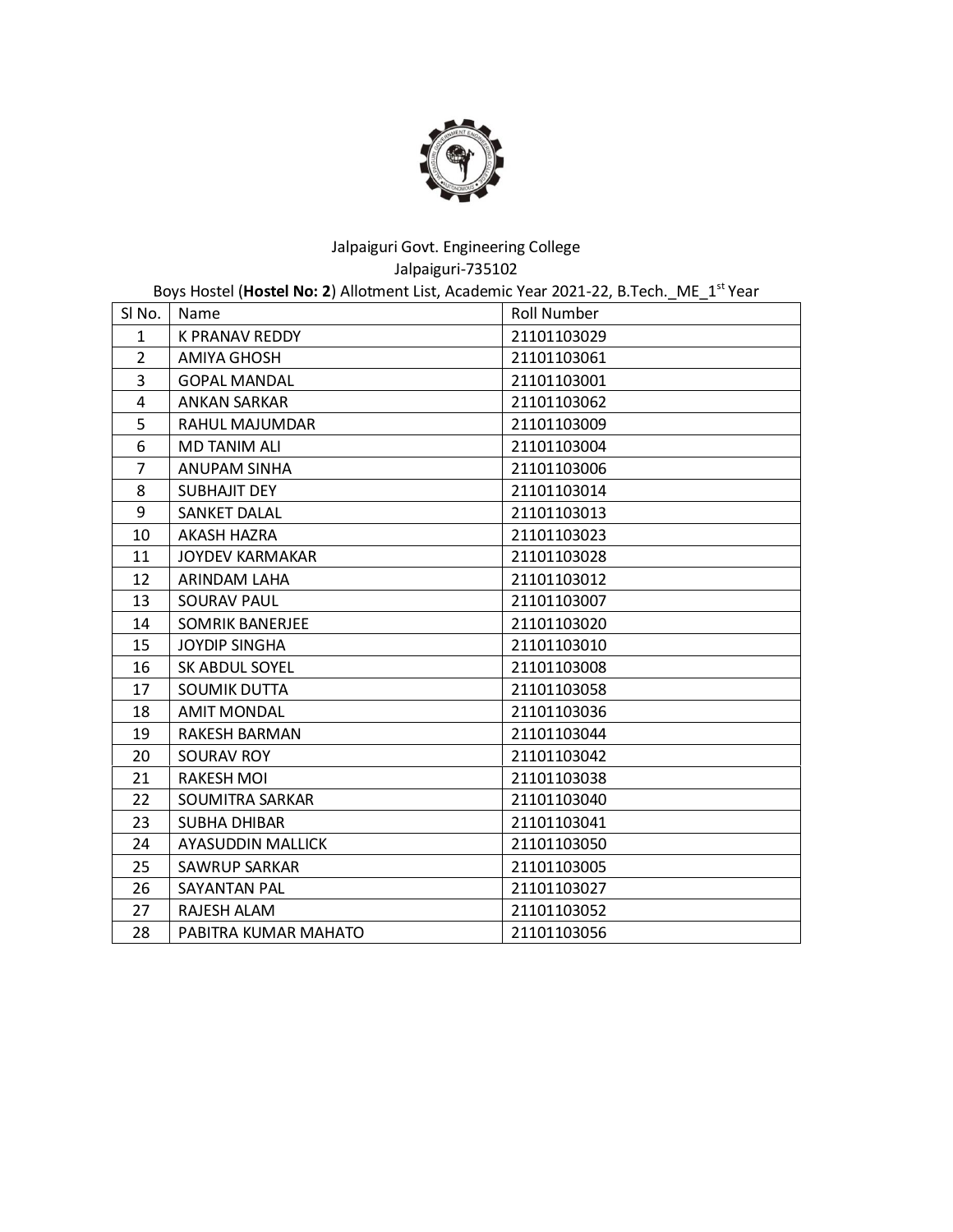Jalpaiguri Govt. Engineering College

Jalpaiguri-735102

Boys Hostel (**Hostel No: 2**) Allotment List, Academic Year 2021-22, B.Tech._ME_1st Year

| Sl No. | Name | Roll Number |
|---|---|---|
| 1 | K PRANAV REDDY | 21101103029 |
| 2 | AMIYA GHOSH | 21101103061 |
| 3 | GOPAL MANDAL | 21101103001 |
| 4 | ANKAN SARKAR | 21101103062 |
| 5 | RAHUL MAJUMDAR | 21101103009 |
| 6 | MD TANIM ALI | 21101103004 |
| 7 | ANUPAM SINHA | 21101103006 |
| 8 | SUBHAJIT DEY | 21101103014 |
| 9 | SANKET DALAL | 21101103013 |
| 10 | AKASH HAZRA | 21101103023 |
| 11 | JOYDEV KARMAKAR | 21101103028 |
| 12 | ARINDAM LAHA | 21101103012 |
| 13 | SOURAV PAUL | 21101103007 |
| 14 | SOMRIK BANERJEE | 21101103020 |
| 15 | JOYDIP SINGHA | 21101103010 |
| 16 | SK ABDUL SOYEL | 21101103008 |
| 17 | SOUMIK DUTTA | 21101103058 |
| 18 | AMIT MONDAL | 21101103036 |
| 19 | RAKESH BARMAN | 21101103044 |
| 20 | SOURAV ROY | 21101103042 |
| 21 | RAKESH MOI | 21101103038 |
| 22 | SOUMITRA SARKAR | 21101103040 |
| 23 | SUBHA DHIBAR | 21101103041 |
| 24 | AYASUDDIN MALLICK | 21101103050 |
| 25 | SAWRUP SARKAR | 21101103005 |
| 26 | SAYANTAN PAL | 21101103027 |
| 27 | RAJESH ALAM | 21101103052 |
| 28 | PABITRA KUMAR MAHATO | 21101103056 |